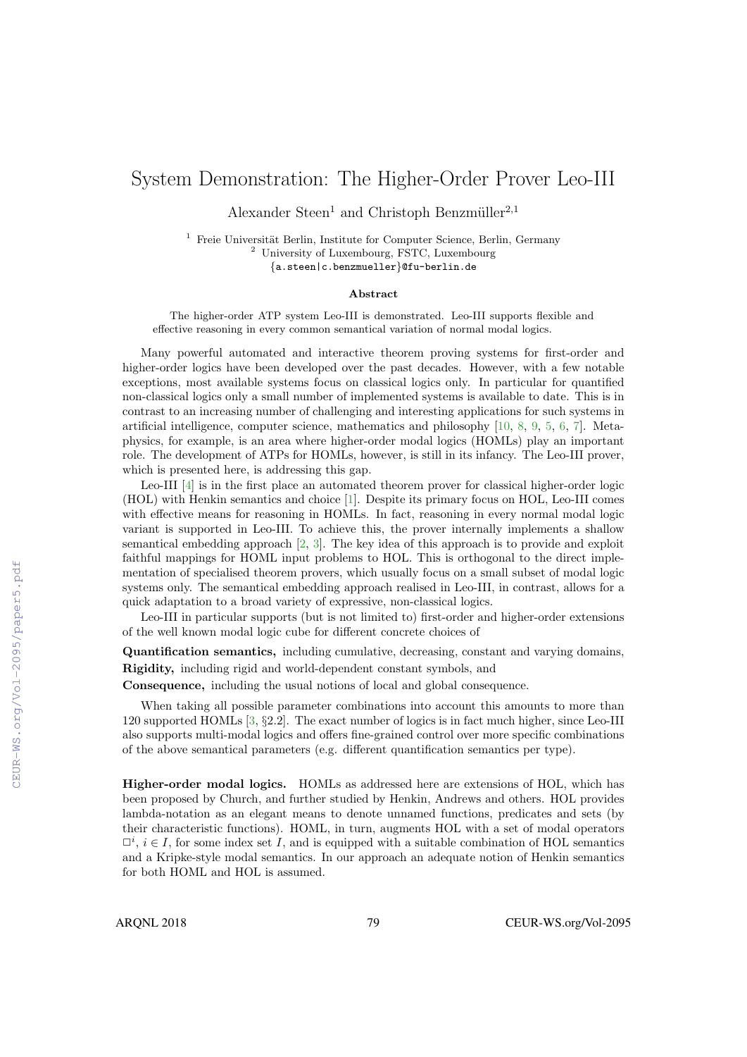# System Demonstration: The Higher-Order Prover Leo-III

Alexander Steen[1] and Christoph Benzmüller[2,1]

[1] Freie Universität Berlin, Institute for Computer Science, Berlin, Germany
[2] University of Luxembourg, FSTC, Luxembourg
{a.steen|c.benzmueller}@fu-berlin.de

### Abstract

The higher-order ATP system Leo-III is demonstrated. Leo-III supports flexible and effective reasoning in every common semantical variation of normal modal logics.

Many powerful automated and interactive theorem proving systems for first-order and higher-order logics have been developed over the past decades. However, with a few notable exceptions, most available systems focus on classical logics only. In particular for quantified non-classical logics only a small number of implemented systems is available to date. This is in contrast to an increasing number of challenging and interesting applications for such systems in artificial intelligence, computer science, mathematics and philosophy [10, 8, 9, 5, 6, 7]. Metaphysics, for example, is an area where higher-order modal logics (HOMLs) play an important role. The development of ATPs for HOMLs, however, is still in its infancy. The Leo-III prover, which is presented here, is addressing this gap.

Leo-III [4] is in the first place an automated theorem prover for classical higher-order logic (HOL) with Henkin semantics and choice [1]. Despite its primary focus on HOL, Leo-III comes with effective means for reasoning in HOMLs. In fact, reasoning in every normal modal logic variant is supported in Leo-III. To achieve this, the prover internally implements a shallow semantical embedding approach [2, 3]. The key idea of this approach is to provide and exploit faithful mappings for HOML input problems to HOL. This is orthogonal to the direct implementation of specialised theorem provers, which usually focus on a small subset of modal logic systems only. The semantical embedding approach realised in Leo-III, in contrast, allows for a quick adaptation to a broad variety of expressive, non-classical logics.

Leo-III in particular supports (but is not limited to) first-order and higher-order extensions of the well known modal logic cube for different concrete choices of

**Quantification semantics,** including cumulative, decreasing, constant and varying domains,

**Rigidity,** including rigid and world-dependent constant symbols, and

**Consequence,** including the usual notions of local and global consequence.

When taking all possible parameter combinations into account this amounts to more than 120 supported HOMLs [3, §2.2]. The exact number of logics is in fact much higher, since Leo-III also supports multi-modal logics and offers fine-grained control over more specific combinations of the above semantical parameters (e.g. different quantification semantics per type).

**Higher-order modal logics.** HOMLs as addressed here are extensions of HOL, which has been proposed by Church, and further studied by Henkin, Andrews and others. HOL provides lambda-notation as an elegant means to denote unnamed functions, predicates and sets (by their characteristic functions). HOML, in turn, augments HOL with a set of modal operators $\Box^i$, $i \in I$, for some index set $I$, and is equipped with a suitable combination of HOL semantics and a Kripke-style modal semantics. In our approach an adequate notion of Henkin semantics for both HOML and HOL is assumed.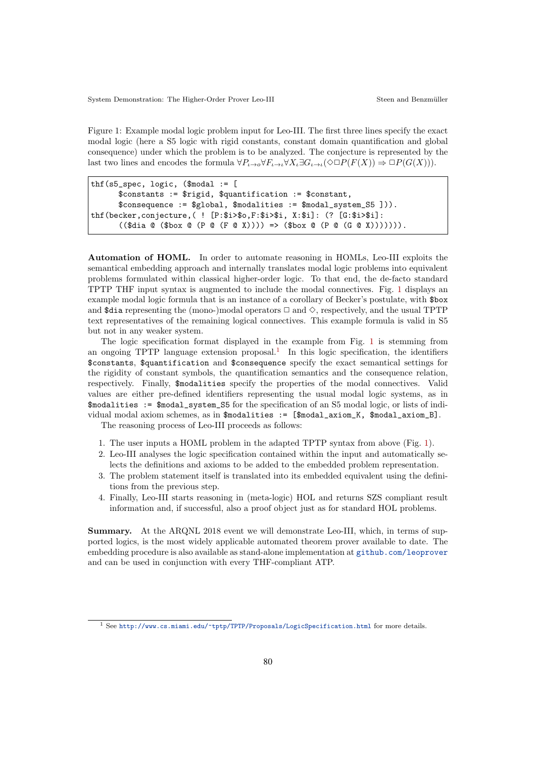Figure 1: Example modal logic problem input for Leo-III. The first three lines specify the exact modal logic (here a S5 logic with rigid constants, constant domain quantification and global consequence) under which the problem is to be analyzed. The conjecture is represented by the last two lines and encodes the formula $\forall P_{\iota\to o} \forall F_{\iota\to\iota} \forall X_\iota \exists G_{\iota\to\iota} (\Diamond\Box P(F(X)) \Rightarrow \Box P(G(X)))$.

```
thf(s5_spec, logic, ($modal := [
      $constants := $rigid, $quantification := $constant,
      $consequence := $global, $modalities := $modal_system_S5 ])).
thf(becker,conjecture,( ! [P:$i>$o,F:$i>$i, X:$i]: (? [G:$i>$i]:
      (($dia @ ($box @ (P @ (F @ X)))) => ($box @ (P @ (G @ X))))))).
```

**Automation of HOML.** In order to automate reasoning in HOMLs, Leo-III exploits the semantical embedding approach and internally translates modal logic problems into equivalent problems formulated within classical higher-order logic. To that end, the de-facto standard TPTP THF input syntax is augmented to include the modal connectives. Fig. 1 displays an example modal logic formula that is an instance of a corollary of Becker's postulate, with `$box` and `$dia` representing the (mono-)modal operators $\Box$ and $\Diamond$, respectively, and the usual TPTP text representatives of the remaining logical connectives. This example formula is valid in S5 but not in any weaker system.

The logic specification format displayed in the example from Fig. 1 is stemming from an ongoing TPTP language extension proposal.[1] In this logic specification, the identifiers `$constants`, `$quantification` and `$consequence` specify the exact semantical settings for the rigidity of constant symbols, the quantification semantics and the consequence relation, respectively. Finally, `$modalities` specify the properties of the modal connectives. Valid values are either pre-defined identifiers representing the usual modal logic systems, as in `$modalities := $modal_system_S5` for the specification of an S5 modal logic, or lists of individual modal axiom schemes, as in `$modalities := [$modal_axiom_K, $modal_axiom_B]`.

The reasoning process of Leo-III proceeds as follows:

1. The user inputs a HOML problem in the adapted TPTP syntax from above (Fig. 1).
2. Leo-III analyses the logic specification contained within the input and automatically selects the definitions and axioms to be added to the embedded problem representation.
3. The problem statement itself is translated into its embedded equivalent using the definitions from the previous step.
4. Finally, Leo-III starts reasoning in (meta-logic) HOL and returns SZS compliant result information and, if successful, also a proof object just as for standard HOL problems.

**Summary.** At the ARQNL 2018 event we will demonstrate Leo-III, which, in terms of supported logics, is the most widely applicable automated theorem prover available to date. The embedding procedure is also available as stand-alone implementation at github.com/leoprover and can be used in conjunction with every THF-compliant ATP.

[1] See http://www.cs.miami.edu/~tptp/TPTP/Proposals/LogicSpecification.html for more details.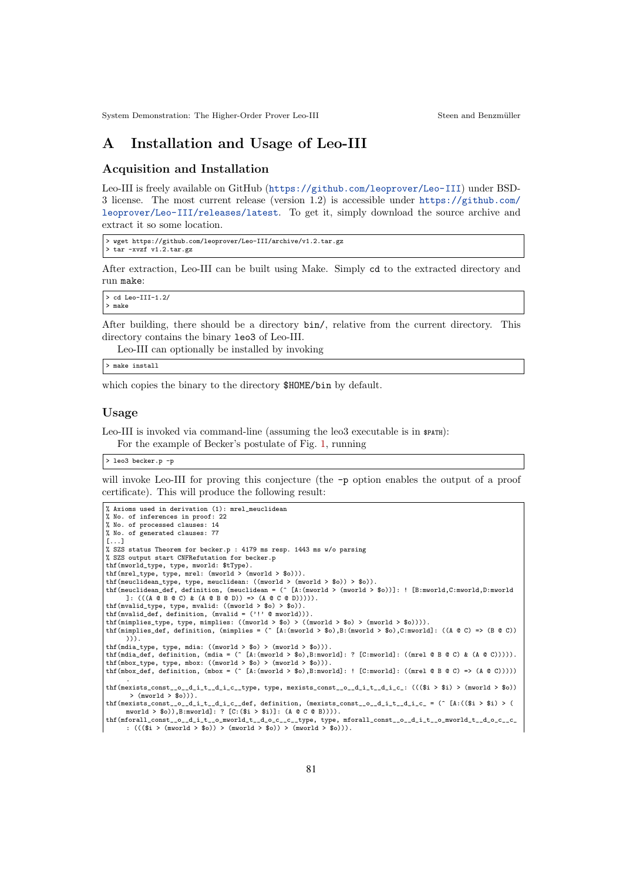# A Installation and Usage of Leo-III

## Acquisition and Installation

Leo-III is freely available on GitHub (https://github.com/leoprover/Leo-III) under BSD-3 license. The most current release (version 1.2) is accessible under https://github.com/leoprover/Leo-III/releases/latest. To get it, simply download the source archive and extract it so some location.

```
> wget https://github.com/leoprover/Leo-III/archive/v1.2.tar.gz
> tar -xvzf v1.2.tar.gz
```

After extraction, Leo-III can be built using Make. Simply `cd` to the extracted directory and run `make`:

```
> cd Leo-III-1.2/
> make
```

After building, there should be a directory `bin/`, relative from the current directory. This directory contains the binary `leo3` of Leo-III.

Leo-III can optionally be installed by invoking

```
> make install
```

which copies the binary to the directory `$HOME/bin` by default.

## Usage

Leo-III is invoked via command-line (assuming the leo3 executable is in `$PATH`):

For the example of Becker's postulate of Fig. 1, running

```
> leo3 becker.p -p
```

will invoke Leo-III for proving this conjecture (the `-p` option enables the output of a proof certificate). This will produce the following result:

```
% Axioms used in derivation (1): mrel_meuclidean
% No. of inferences in proof: 22
% No. of processed clauses: 14
% No. of generated clauses: 77
[...]
% SZS status Theorem for becker.p : 4179 ms resp. 1443 ms w/o parsing
% SZS output start CNFRefutation for becker.p
thf(mworld_type, type, mworld: $tType).
thf(mrel_type, type, mrel: (mworld > (mworld > $o))).
thf(meuclidean_type, type, meuclidean: ((mworld > (mworld > $o)) > $o)).
thf(meuclidean_def, definition, (meuclidean = (^ [A:(mworld > (mworld > $o))]: ! [B:mworld,C:mworld,D:mworld
      ]: (((A @ B @ C) & (A @ B @ D)) => (A @ C @ D))))).
thf(mvalid_type, type, mvalid: ((mworld > $o) > $o)).
thf(mvalid_def, definition, (mvalid = ('!' @ mworld))).
thf(mimplies_type, type, mimplies: ((mworld > $o) > ((mworld > $o) > (mworld > $o)))).
thf(mimplies_def, definition, (mimplies = (^ [A:(mworld > $o),B:(mworld > $o),C:mworld]: ((A @ C) => (B @ C))
      ))).
thf(mdia_type, type, mdia: ((mworld > $o) > (mworld > $o))).
thf(mdia_def, definition, (mdia = (^ [A:(mworld > $o),B:mworld]: ? [C:mworld]: ((mrel @ B @ C) & (A @ C))))).
thf(mbox_type, type, mbox: ((mworld > $o) > (mworld > $o))).
thf(mbox_def, definition, (mbox = (^ [A:(mworld > $o),B:mworld]: ! [C:mworld]: ((mrel @ B @ C) => (A @ C)))))
      .
thf(mexists_const__o__d_i_t__d_i_c__type, type, mexists_const__o__d_i_t__d_i_c_: ((($i > $i) > (mworld > $o))
       > (mworld > $o))).
thf(mexists_const__o__d_i_t__d_i_c__def, definition, (mexists_const__o__d_i_t__d_i_c_ = (^ [A:(($i > $i) > (
      mworld > $o)),B:mworld]: ? [C:($i > $i)]: (A @ C @ B)))).
thf(mforall_const__o__d_i_t__o_mworld_t__d_o_c__c__type, type, mforall_const__o__d_i_t__o_mworld_t__d_o_c__c_
      : ((($i > (mworld > $o)) > (mworld > $o)) > (mworld > $o))).
```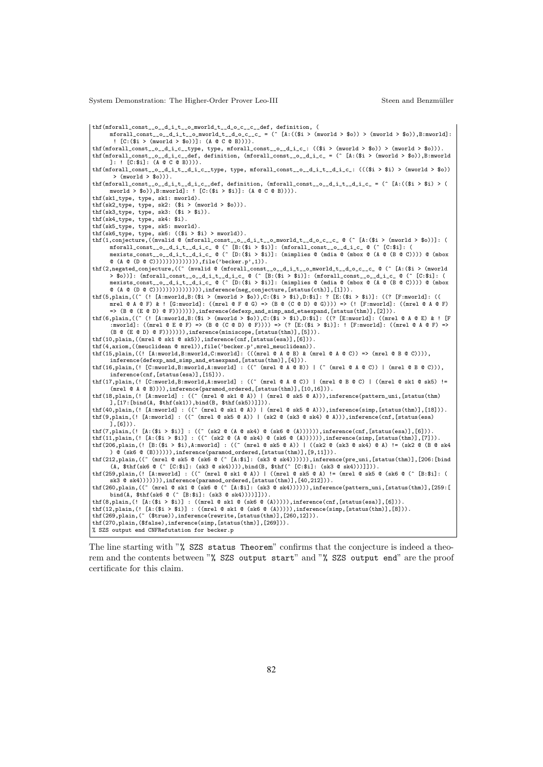```
thf(mforall_const__o__d_i_t__o_mworld_t__d_o_c__c__def, definition, (
     mforall_const__o__d_i_t__o_mworld_t__d_o_c__c_ = (^ [A:(($i > (mworld > $o)) > (mworld > $o)),B:mworld]:
      ! [C:($i > (mworld > $o))]: (A @ C @ B)))).
thf(mforall_const__o__d_i_c__type, type, mforall_const__o__d_i_c_: (($i > (mworld > $o)) > (mworld > $o))).
thf(mforall_const__o__d_i_c__def, definition, (mforall_const__o__d_i_c_ = (^ [A:($i > (mworld > $o)),B:mworld
     ]: ! [C:$i]: (A @ C @ B)))).
thf(mforall_const__o__d_i_t__d_i_c__type, type, mforall_const__o__d_i_t__d_i_c_: ((($i > $i) > (mworld > $o))
      > (mworld > $o))).
thf(mforall_const__o__d_i_t__d_i_c__def, definition, (mforall_const__o__d_i_t__d_i_c_ = (^ [A:(($i > $i) > (
     mworld > $o)),B:mworld]: ! [C:($i > $i)]: (A @ C @ B)))).
thf(sk1_type, type, sk1: mworld).
thf(sk2_type, type, sk2: ($i > (mworld > $o))).
thf(sk3_type, type, sk3: ($i > $i)).
thf(sk4_type, type, sk4: $i).
thf(sk5_type, type, sk5: mworld).
thf(sk6_type, type, sk6: (($i > $i) > mworld)).
thf(1,conjecture,((mvalid @ (mforall_const__o__d_i_t__o_mworld_t__d_o_c__c_ @ (^ [A:($i > (mworld > $o))]: (
     mforall_const__o__d_i_t__d_i_c_ @ (^ [B:($i > $i)]: (mforall_const__o__d_i_c_ @ (^ [C:$i]: (
     mexists_const__o__d_i_t__d_i_c_ @ (^ [D:($i > $i)]: (mimplies @ (mdia @ (mbox @ (A @ (B @ C)))) @ (mbox
     @ (A @ (D @ C))))))))))))),file('becker.p',1)).
thf(2,negated_conjecture,((~ (mvalid @ (mforall_const__o__d_i_t__o_mworld_t__d_o_c__c_ @ (^ [A:($i > (mworld
     > $o))]: (mforall_const__o__d_i_t__d_i_c_ @ (^ [B:($i > $i)]: (mforall_const__o__d_i_c_ @ (^ [C:$i]: (
     mexists_const__o__d_i_t__d_i_c_ @ (^ [D:($i > $i)]: (mimplies @ (mdia @ (mbox @ (A @ (B @ C)))) @ (mbox
     @ (A @ (D @ C))))))))))))))),inference(neg_conjecture,[status(cth)],[1])).
thf(5,plain,((~ (! [A:mworld,B:($i > (mworld > $o)),C:($i > $i),D:$i]: ? [E:($i > $i)]: ((? [F:mworld]: ((
     mrel @ A @ F) & ! [G:mworld]: ((mrel @ F @ G) => (B @ (C @ D) @ G)))) => (! [F:mworld]: ((mrel @ A @ F)
     => (B @ (E @ D) @ F))))))),inference(defexp_and_simp_and_etaexpand,[status(thm)],[2])).
thf(6,plain,((~ (! [A:mworld,B:($i > (mworld > $o)),C:($i > $i),D:$i]: ((? [E:mworld]: ((mrel @ A @ E) & ! [F
     :mworld]: ((mrel @ E @ F) => (B @ (C @ D) @ F)))) => (? [E:($i > $i)]: ! [F:mworld]: ((mrel @ A @ F) =>
     (B @ (E @ D) @ F))))))),inference(miniscope,[status(thm)],[5])).
thf(10,plain,((mrel @ sk1 @ sk5)),inference(cnf,[status(esa)],[6])).
thf(4,axiom,((meuclidean @ mrel)),file('becker.p',mrel_meuclidean)).
thf(15,plain,((! [A:mworld,B:mworld,C:mworld]: (((mrel @ A @ B) & (mrel @ A @ C)) => (mrel @ B @ C)))),
     inference(defexp_and_simp_and_etaexpand,[status(thm)],[4])).
thf(16,plain,(! [C:mworld,B:mworld,A:mworld] : ((~ (mrel @ A @ B)) | (~ (mrel @ A @ C)) | (mrel @ B @ C))),
     inference(cnf,[status(esa)],[15])).
thf(17,plain,(! [C:mworld,B:mworld,A:mworld] : ((~ (mrel @ A @ C)) | (mrel @ B @ C) | ((mrel @ sk1 @ sk5) !=
     (mrel @ A @ B)))),inference(paramod_ordered,[status(thm)],[10,16])).
thf(18,plain,(! [A:mworld] : ((~ (mrel @ sk1 @ A)) | (mrel @ sk5 @ A))),inference(pattern_uni,[status(thm)
     ],[17:[bind(A, $thf(sk1)),bind(B, $thf(sk5))]])).
thf(40,plain,(! [A:mworld] : ((~ (mrel @ sk1 @ A)) | (mrel @ sk5 @ A))),inference(simp,[status(thm)],[18])).
thf(9,plain,(! [A:mworld] : ((~ (mrel @ sk5 @ A)) | (sk2 @ (sk3 @ sk4) @ A))),inference(cnf,[status(esa)
     ],[6])).
thf(7,plain,(! [A:($i > $i)] : ((~ (sk2 @ (A @ sk4) @ (sk6 @ (A)))))),inference(cnf,[status(esa)],[6])).
thf(11,plain,(! [A:($i > $i)] : ((~ (sk2 @ (A @ sk4) @ (sk6 @ (A)))))),inference(simp,[status(thm)],[7])).
thf(206,plain,(! [B:($i > $i),A:mworld] : ((~ (mrel @ sk5 @ A)) | ((sk2 @ (sk3 @ sk4) @ A) != (sk2 @ (B @ sk4
     ) @ (sk6 @ (B)))))),inference(paramod_ordered,[status(thm)],[9,11])).
thf(212,plain,((~ (mrel @ sk5 @ (sk6 @ (^ [A:$i]: (sk3 @ sk4)))))),inference(pre_uni,[status(thm)],[206:[bind
     (A, $thf(sk6 @ (^ [C:$i]: (sk3 @ sk4)))),bind(B, $thf(^ [C:$i]: (sk3 @ sk4)))]])).
thf(259,plain,(! [A:mworld] : ((~ (mrel @ sk1 @ A)) | ((mrel @ sk5 @ A) != (mrel @ sk5 @ (sk6 @ (^ [B:$i]: (
     sk3 @ sk4))))))),inference(paramod_ordered,[status(thm)],[40,212])).
thf(260,plain,((~ (mrel @ sk1 @ (sk6 @ (^ [A:$i]: (sk3 @ sk4)))))),inference(pattern_uni,[status(thm)],[259:[
     bind(A, $thf(sk6 @ (^ [B:$i]: (sk3 @ sk4))))]])).
thf(8,plain,(! [A:($i > $i)] : ((mrel @ sk1 @ (sk6 @ (A))))),inference(cnf,[status(esa)],[6])).
thf(12,plain,(! [A:($i > $i)] : ((mrel @ sk1 @ (sk6 @ (A))))),inference(simp,[status(thm)],[8])).
thf(269,plain,(~ ($true)),inference(rewrite,[status(thm)],[260,12])).
thf(270,plain,($false),inference(simp,[status(thm)],[269])).
% SZS output end CNFRefutation for becker.p
```

The line starting with "`% SZS status Theorem`" confirms that the conjecture is indeed a theorem and the contents between "`% SZS output start`" and "`% SZS output end`" are the proof certificate for this claim.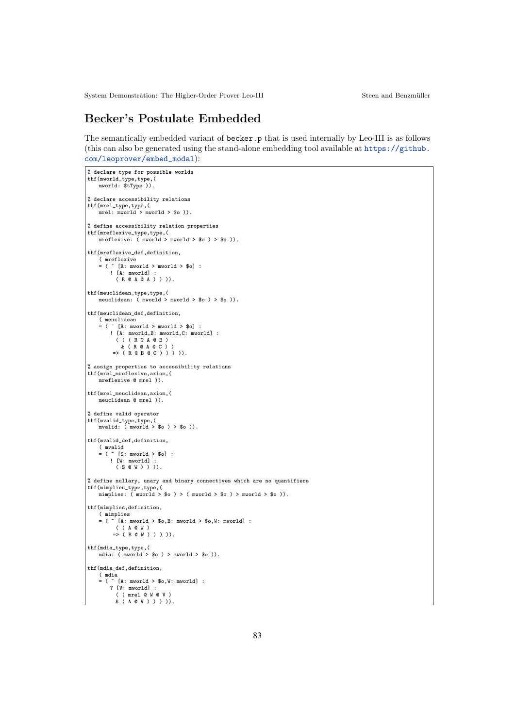## Becker's Postulate Embedded

The semantically embedded variant of becker.p that is used internally by Leo-III is as follows (this can also be generated using the stand-alone embedding tool available at https://github.com/leoprover/embed_modal):

```
% declare type for possible worlds
thf(mworld_type,type,(
    mworld: $tType )).

% declare accessibility relations
thf(mrel_type,type,(
    mrel: mworld > mworld > $o )).

% define accessibility relation properties
thf(mreflexive_type,type,(
    mreflexive: ( mworld > mworld > $o ) > $o )).

thf(mreflexive_def,definition,
    ( mreflexive
    = ( ^ [R: mworld > mworld > $o] :
        ! [A: mworld] :
          ( R @ A @ A ) ) )).

thf(meuclidean_type,type,(
    meuclidean: ( mworld > mworld > $o ) > $o )).

thf(meuclidean_def,definition,
    ( meuclidean
    = ( ^ [R: mworld > mworld > $o] :
        ! [A: mworld,B: mworld,C: mworld] :
          ( ( ( R @ A @ B )
            & ( R @ A @ C ) )
         => ( R @ B @ C ) ) ) )).

% assign properties to accessibility relations
thf(mrel_mreflexive,axiom,(
    mreflexive @ mrel )).

thf(mrel_meuclidean,axiom,(
    meuclidean @ mrel )).

% define valid operator
thf(mvalid_type,type,(
    mvalid: ( mworld > $o ) > $o )).

thf(mvalid_def,definition,
    ( mvalid
    = ( ^ [S: mworld > $o] :
        ! [W: mworld] :
          ( S @ W ) ) )).

% define nullary, unary and binary connectives which are no quantifiers
thf(mimplies_type,type,(
    mimplies: ( mworld > $o ) > ( mworld > $o ) > mworld > $o )).

thf(mimplies,definition,
    ( mimplies
    = ( ^ [A: mworld > $o,B: mworld > $o,W: mworld] :
          ( ( A @ W )
         => ( B @ W ) ) ) )).

thf(mdia_type,type,(
    mdia: ( mworld > $o ) > mworld > $o )).

thf(mdia_def,definition,
    ( mdia
    = ( ^ [A: mworld > $o,W: mworld] :
        ? [V: mworld] :
          ( ( mrel @ W @ V )
          & ( A @ V ) ) ) )).
```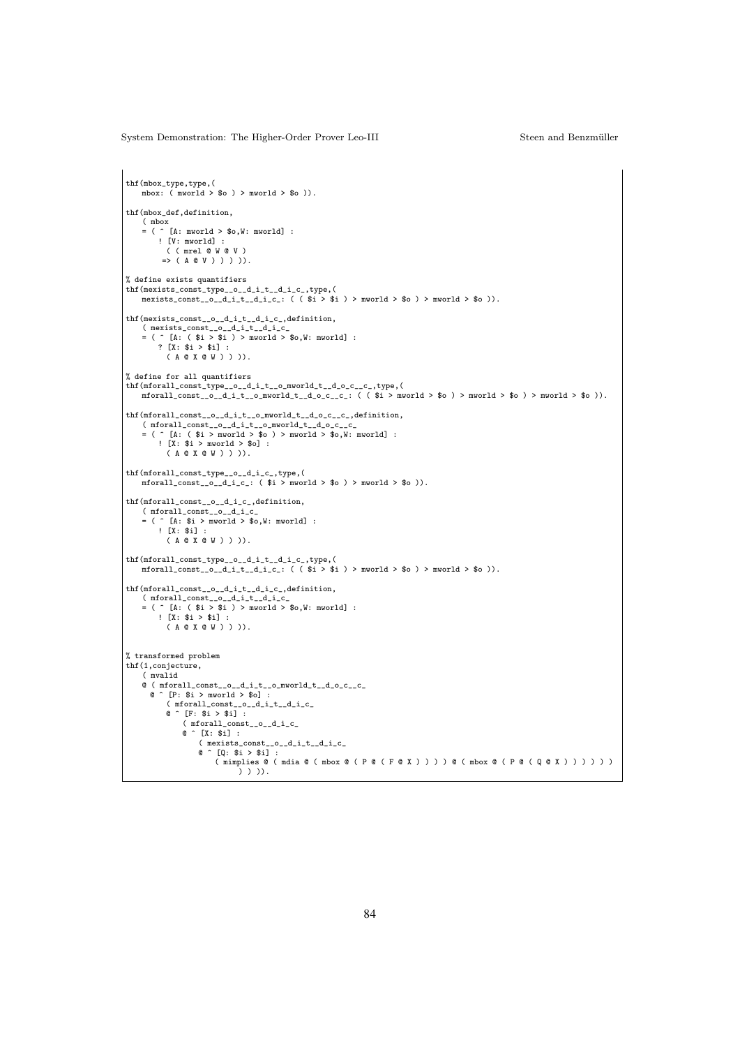```
thf(mbox_type,type,(
    mbox: ( mworld > $o ) > mworld > $o )).

thf(mbox_def,definition,
    ( mbox
    = ( ^ [A: mworld > $o,W: mworld] :
        ! [V: mworld] :
          ( ( mrel @ W @ V )
         => ( A @ V ) ) ) )).

% define exists quantifiers
thf(mexists_const_type__o__d_i_t__d_i_c_,type,(
    mexists_const__o__d_i_t__d_i_c_: ( ( $i > $i ) > mworld > $o ) > mworld > $o )).

thf(mexists_const__o__d_i_t__d_i_c_,definition,
    ( mexists_const__o__d_i_t__d_i_c_
    = ( ^ [A: ( $i > $i ) > mworld > $o,W: mworld] :
        ? [X: $i > $i] :
          ( A @ X @ W ) ) )).

% define for all quantifiers
thf(mforall_const_type__o__d_i_t__o_mworld_t__d_o_c__c_,type,(
    mforall_const__o__d_i_t__o_mworld_t__d_o_c__c_: ( ( $i > mworld > $o ) > mworld > $o ) > mworld > $o )).

thf(mforall_const__o__d_i_t__o_mworld_t__d_o_c__c_,definition,
    ( mforall_const__o__d_i_t__o_mworld_t__d_o_c__c_
    = ( ^ [A: ( $i > mworld > $o ) > mworld > $o,W: mworld] :
        ! [X: $i > mworld > $o] :
          ( A @ X @ W ) ) )).

thf(mforall_const_type__o__d_i_c_,type,(
    mforall_const__o__d_i_c_: ( $i > mworld > $o ) > mworld > $o )).

thf(mforall_const__o__d_i_c_,definition,
    ( mforall_const__o__d_i_c_
    = ( ^ [A: $i > mworld > $o,W: mworld] :
        ! [X: $i] :
          ( A @ X @ W ) ) )).

thf(mforall_const_type__o__d_i_t__d_i_c_,type,(
    mforall_const__o__d_i_t__d_i_c_: ( ( $i > $i ) > mworld > $o ) > mworld > $o )).

thf(mforall_const__o__d_i_t__d_i_c_,definition,
    ( mforall_const__o__d_i_t__d_i_c_
    = ( ^ [A: ( $i > $i ) > mworld > $o,W: mworld] :
        ! [X: $i > $i] :
          ( A @ X @ W ) ) )).


% transformed problem
thf(1,conjecture,
    ( mvalid
    @ ( mforall_const__o__d_i_t__o_mworld_t__d_o_c__c_
      @ ^ [P: $i > mworld > $o] :
          ( mforall_const__o__d_i_t__d_i_c_
          @ ^ [F: $i > $i] :
              ( mforall_const__o__d_i_c_
              @ ^ [X: $i] :
                  ( mexists_const__o__d_i_t__d_i_c_
                  @ ^ [Q: $i > $i] :
                      ( mimplies @ ( mdia @ ( mbox @ ( P @ ( F @ X ) ) ) ) @ ( mbox @ ( P @ ( Q @ X ) ) ) ) ) ) )
                          ) ) )).
```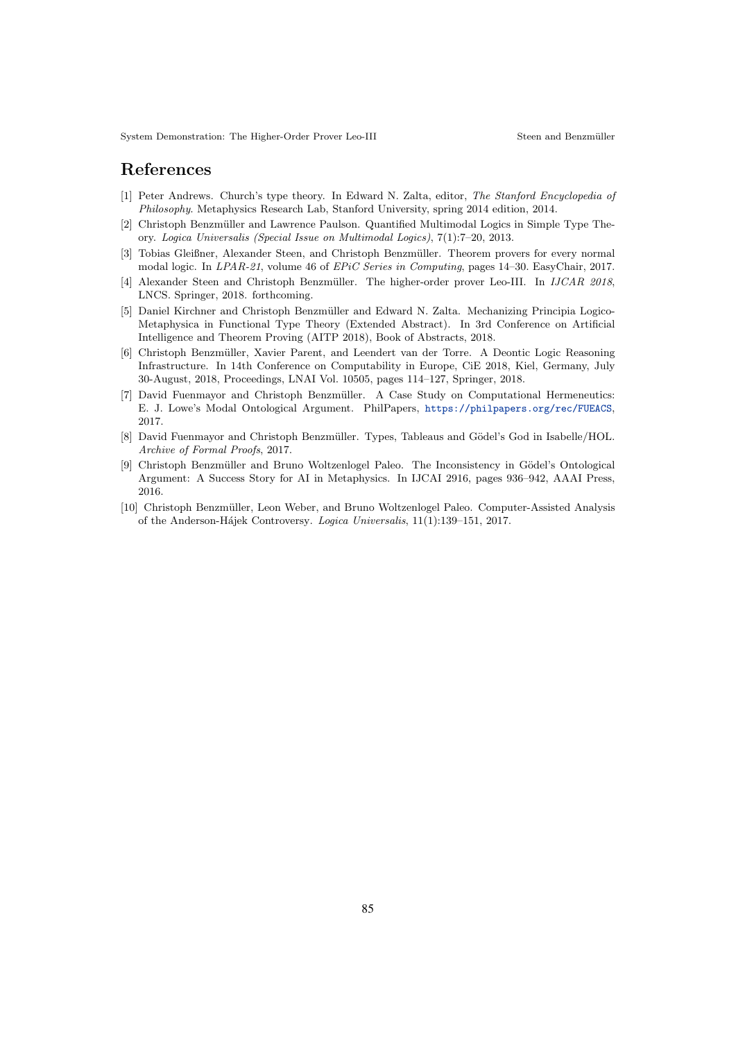## References

[1] Peter Andrews. Church's type theory. In Edward N. Zalta, editor, *The Stanford Encyclopedia of Philosophy*. Metaphysics Research Lab, Stanford University, spring 2014 edition, 2014.

[2] Christoph Benzmüller and Lawrence Paulson. Quantified Multimodal Logics in Simple Type Theory. *Logica Universalis (Special Issue on Multimodal Logics)*, 7(1):7–20, 2013.

[3] Tobias Gleißner, Alexander Steen, and Christoph Benzmüller. Theorem provers for every normal modal logic. In *LPAR-21*, volume 46 of *EPiC Series in Computing*, pages 14–30. EasyChair, 2017.

[4] Alexander Steen and Christoph Benzmüller. The higher-order prover Leo-III. In *IJCAR 2018*, LNCS. Springer, 2018. forthcoming.

[5] Daniel Kirchner and Christoph Benzmüller and Edward N. Zalta. Mechanizing Principia Logico-Metaphysica in Functional Type Theory (Extended Abstract). In 3rd Conference on Artificial Intelligence and Theorem Proving (AITP 2018), Book of Abstracts, 2018.

[6] Christoph Benzmüller, Xavier Parent, and Leendert van der Torre. A Deontic Logic Reasoning Infrastructure. In 14th Conference on Computability in Europe, CiE 2018, Kiel, Germany, July 30-August, 2018, Proceedings, LNAI Vol. 10505, pages 114–127, Springer, 2018.

[7] David Fuenmayor and Christoph Benzmüller. A Case Study on Computational Hermeneutics: E. J. Lowe's Modal Ontological Argument. PhilPapers, https://philpapers.org/rec/FUEACS, 2017.

[8] David Fuenmayor and Christoph Benzmüller. Types, Tableaus and Gödel's God in Isabelle/HOL. *Archive of Formal Proofs*, 2017.

[9] Christoph Benzmüller and Bruno Woltzenlogel Paleo. The Inconsistency in Gödel's Ontological Argument: A Success Story for AI in Metaphysics. In IJCAI 2916, pages 936–942, AAAI Press, 2016.

[10] Christoph Benzmüller, Leon Weber, and Bruno Woltzenlogel Paleo. Computer-Assisted Analysis of the Anderson-Hájek Controversy. *Logica Universalis*, 11(1):139–151, 2017.